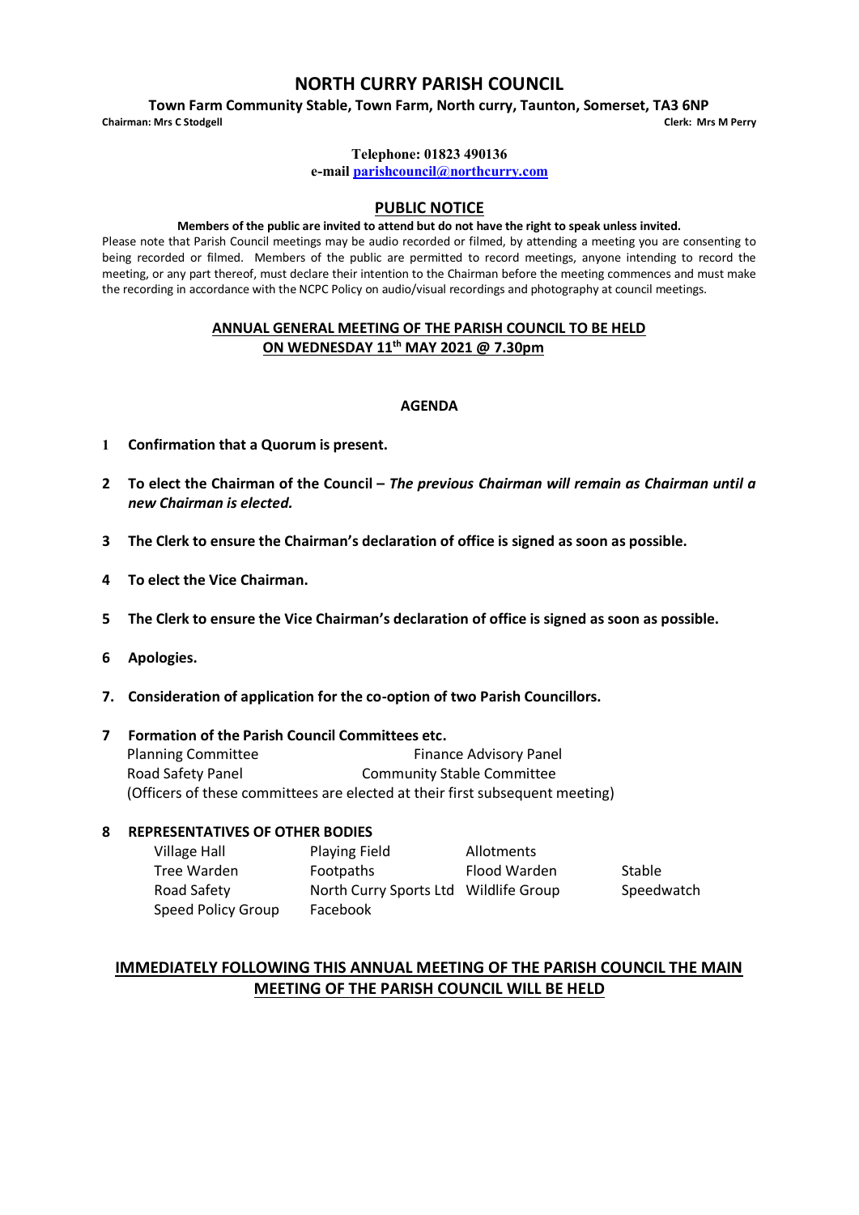# NORTH CURRY PARISH COUNCIL

**Town Farm Community Stable, Town Farm, North curry, Taunton, Somerset, TA3 6NP**

**Chairman: Mrs C Stodgell** **Clerk: Mrs M Perry**

**Telephone: 01823 490136**
**e-mail parishcouncil@northcurry.com**

## PUBLIC NOTICE

**Members of the public are invited to attend but do not have the right to speak unless invited.**

Please note that Parish Council meetings may be audio recorded or filmed, by attending a meeting you are consenting to being recorded or filmed. Members of the public are permitted to record meetings, anyone intending to record the meeting, or any part thereof, must declare their intention to the Chairman before the meeting commences and must make the recording in accordance with the NCPC Policy on audio/visual recordings and photography at council meetings.

**ANNUAL GENERAL MEETING OF THE PARISH COUNCIL TO BE HELD ON WEDNESDAY 11th MAY 2021 @ 7.30pm**

**AGENDA**

1 **Confirmation that a Quorum is present.**

2 **To elect the Chairman of the Council –** ***The previous Chairman will remain as Chairman until a new Chairman is elected.***

3 **The Clerk to ensure the Chairman's declaration of office is signed as soon as possible.**

4 **To elect the Vice Chairman.**

5 **The Clerk to ensure the Vice Chairman's declaration of office is signed as soon as possible.**

6 **Apologies.**

7. **Consideration of application for the co-option of two Parish Councillors.**

7 **Formation of the Parish Council Committees etc.**

| | |
|---|---|
| Planning Committee | Finance Advisory Panel |
| Road Safety Panel | Community Stable Committee |

(Officers of these committees are elected at their first subsequent meeting)

8 **REPRESENTATIVES OF OTHER BODIES**

| | | | |
|---|---|---|---|
| Village Hall | Playing Field | Allotments | |
| Tree Warden | Footpaths | Flood Warden | Stable |
| Road Safety | North Curry Sports Ltd | Wildlife Group | Speedwatch |
| Speed Policy Group | Facebook | | |

**IMMEDIATELY FOLLOWING THIS ANNUAL MEETING OF THE PARISH COUNCIL THE MAIN MEETING OF THE PARISH COUNCIL WILL BE HELD**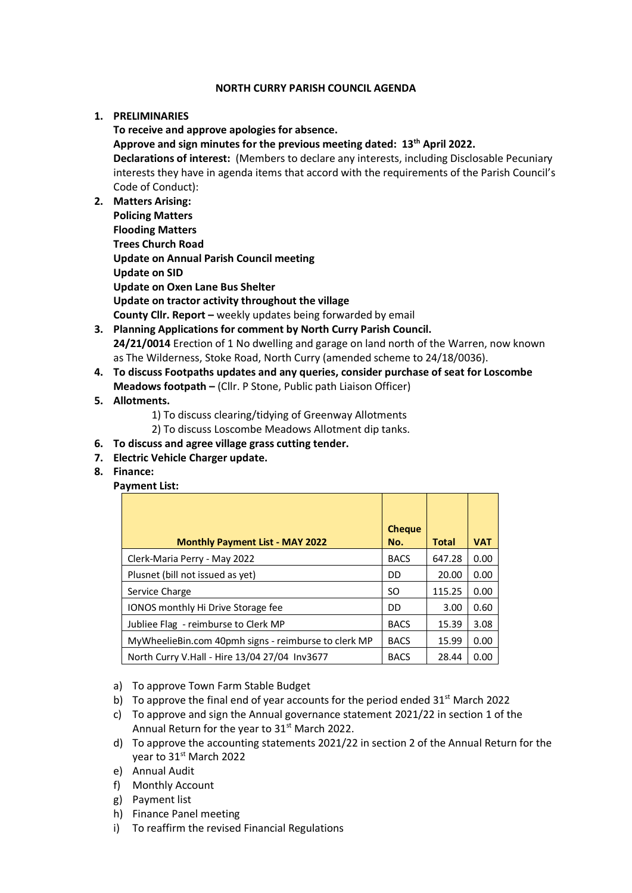# NORTH CURRY PARISH COUNCIL AGENDA

1. **PRELIMINARIES**
   **To receive and approve apologies for absence.**
   **Approve and sign minutes for the previous meeting dated: 13th April 2022.**
   **Declarations of interest:** (Members to declare any interests, including Disclosable Pecuniary interests they have in agenda items that accord with the requirements of the Parish Council's Code of Conduct):
2. **Matters Arising:**
   **Policing Matters**
   **Flooding Matters**
   **Trees Church Road**
   **Update on Annual Parish Council meeting**
   **Update on SID**
   **Update on Oxen Lane Bus Shelter**
   **Update on tractor activity throughout the village**
   **County Cllr. Report –** weekly updates being forwarded by email
3. **Planning Applications for comment by North Curry Parish Council.**
   **24/21/0014** Erection of 1 No dwelling and garage on land north of the Warren, now known as The Wilderness, Stoke Road, North Curry (amended scheme to 24/18/0036).
4. **To discuss Footpaths updates and any queries, consider purchase of seat for Loscombe Meadows footpath –** (Cllr. P Stone, Public path Liaison Officer)
5. **Allotments.**
   1) To discuss clearing/tidying of Greenway Allotments
   2) To discuss Loscombe Meadows Allotment dip tanks.
6. **To discuss and agree village grass cutting tender.**
7. **Electric Vehicle Charger update.**
8. **Finance:**
   **Payment List:**

| Monthly Payment List - MAY 2022 | Cheque No. | Total | VAT |
|---|---|---|---|
| Clerk-Maria Perry - May 2022 | BACS | 647.28 | 0.00 |
| Plusnet (bill not issued as yet) | DD | 20.00 | 0.00 |
| Service Charge | SO | 115.25 | 0.00 |
| IONOS monthly Hi Drive Storage fee | DD | 3.00 | 0.60 |
| Jubliee Flag - reimburse to Clerk MP | BACS | 15.39 | 3.08 |
| MyWheelieBin.com 40pmh signs - reimburse to clerk MP | BACS | 15.99 | 0.00 |
| North Curry V.Hall - Hire 13/04 27/04 Inv3677 | BACS | 28.44 | 0.00 |

a) To approve Town Farm Stable Budget
b) To approve the final end of year accounts for the period ended 31st March 2022
c) To approve and sign the Annual governance statement 2021/22 in section 1 of the Annual Return for the year to 31st March 2022.
d) To approve the accounting statements 2021/22 in section 2 of the Annual Return for the year to 31st March 2022
e) Annual Audit
f) Monthly Account
g) Payment list
h) Finance Panel meeting
i) To reaffirm the revised Financial Regulations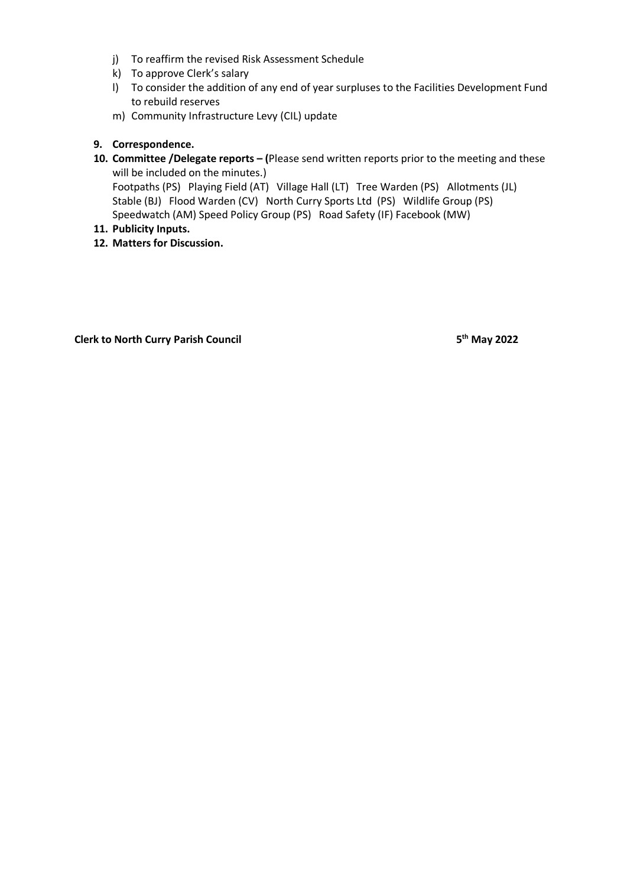j) To reaffirm the revised Risk Assessment Schedule
k) To approve Clerk's salary
l) To consider the addition of any end of year surpluses to the Facilities Development Fund to rebuild reserves
m) Community Infrastructure Levy (CIL) update

9. **Correspondence.**
10. **Committee /Delegate reports – (**Please send written reports prior to the meeting and these will be included on the minutes.)
    Footpaths (PS) Playing Field (AT) Village Hall (LT) Tree Warden (PS) Allotments (JL) Stable (BJ) Flood Warden (CV) North Curry Sports Ltd (PS) Wildlife Group (PS) Speedwatch (AM) Speed Policy Group (PS) Road Safety (IF) Facebook (MW)
11. **Publicity Inputs.**
12. **Matters for Discussion.**

**Clerk to North Curry Parish Council** **5th May 2022**